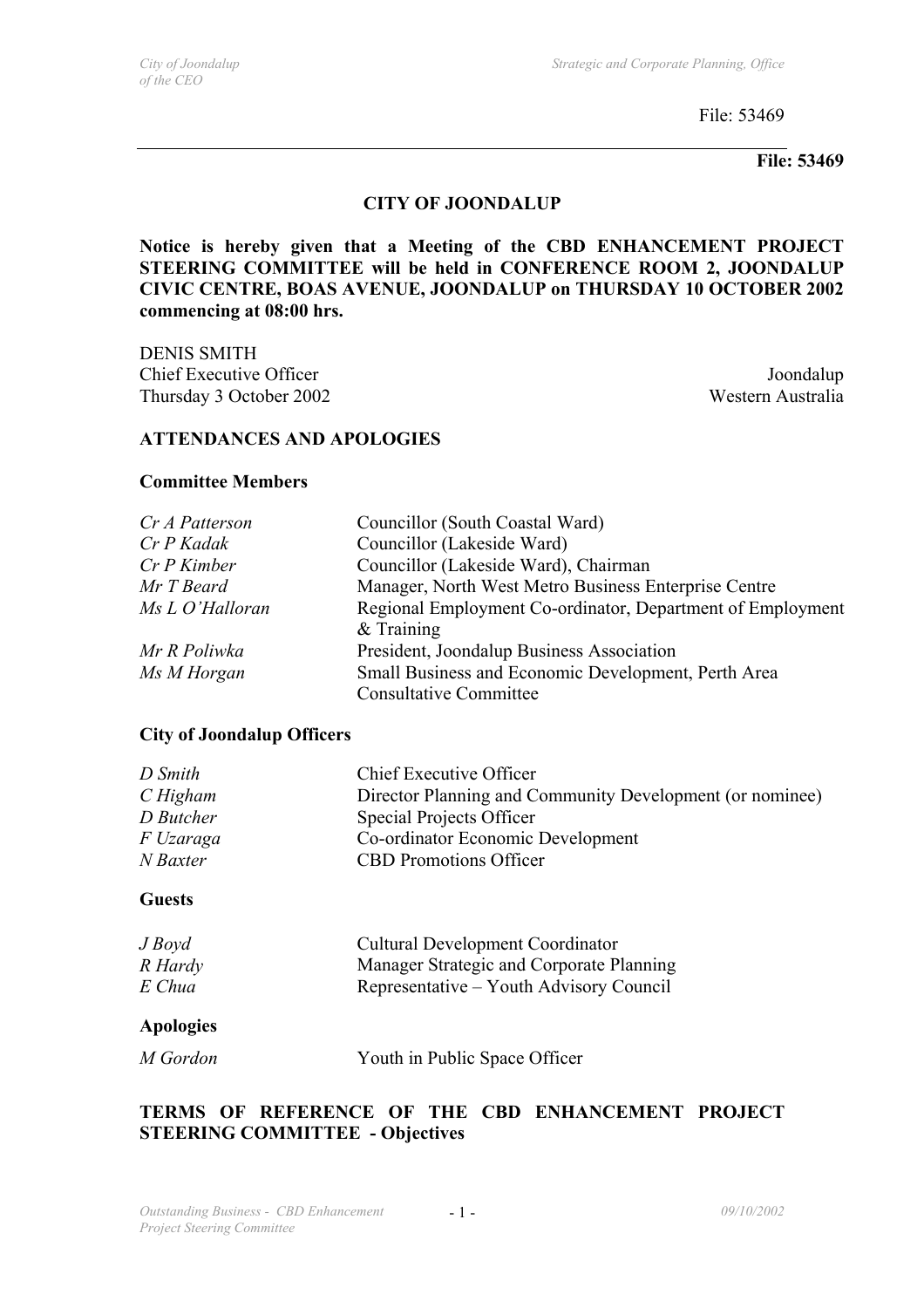File: 53469

**File: 53469**

**CITY OF JOONDALUP**

**Notice is hereby given that a Meeting of the CBD ENHANCEMENT PROJECT STEERING COMMITTEE will be held in CONFERENCE ROOM 2, JOONDALUP CIVIC CENTRE, BOAS AVENUE, JOONDALUP on THURSDAY 10 OCTOBER 2002 commencing at 08:00 hrs.**

DENIS SMITH
Chief Executive Officer
Thursday 3 October 2002

Joondalup
Western Australia

## ATTENDANCES AND APOLOGIES

### Committee Members

| | |
|---|---|
| *Cr A Patterson* | Councillor (South Coastal Ward) |
| *Cr P Kadak* | Councillor (Lakeside Ward) |
| *Cr P Kimber* | Councillor (Lakeside Ward), Chairman |
| *Mr T Beard* | Manager, North West Metro Business Enterprise Centre |
| *Ms L O'Halloran* | Regional Employment Co-ordinator, Department of Employment & Training |
| *Mr R Poliwka* | President, Joondalup Business Association |
| *Ms M Horgan* | Small Business and Economic Development, Perth Area Consultative Committee |

### City of Joondalup Officers

| | |
|---|---|
| *D Smith* | Chief Executive Officer |
| *C Higham* | Director Planning and Community Development (or nominee) |
| *D Butcher* | Special Projects Officer |
| *F Uzaraga* | Co-ordinator Economic Development |
| *N Baxter* | CBD Promotions Officer |

### Guests

| | |
|---|---|
| *J Boyd* | Cultural Development Coordinator |
| *R Hardy* | Manager Strategic and Corporate Planning |
| *E Chua* | Representative – Youth Advisory Council |

### Apologies

| | |
|---|---|
| *M Gordon* | Youth in Public Space Officer |

## TERMS OF REFERENCE OF THE CBD ENHANCEMENT PROJECT STEERING COMMITTEE - Objectives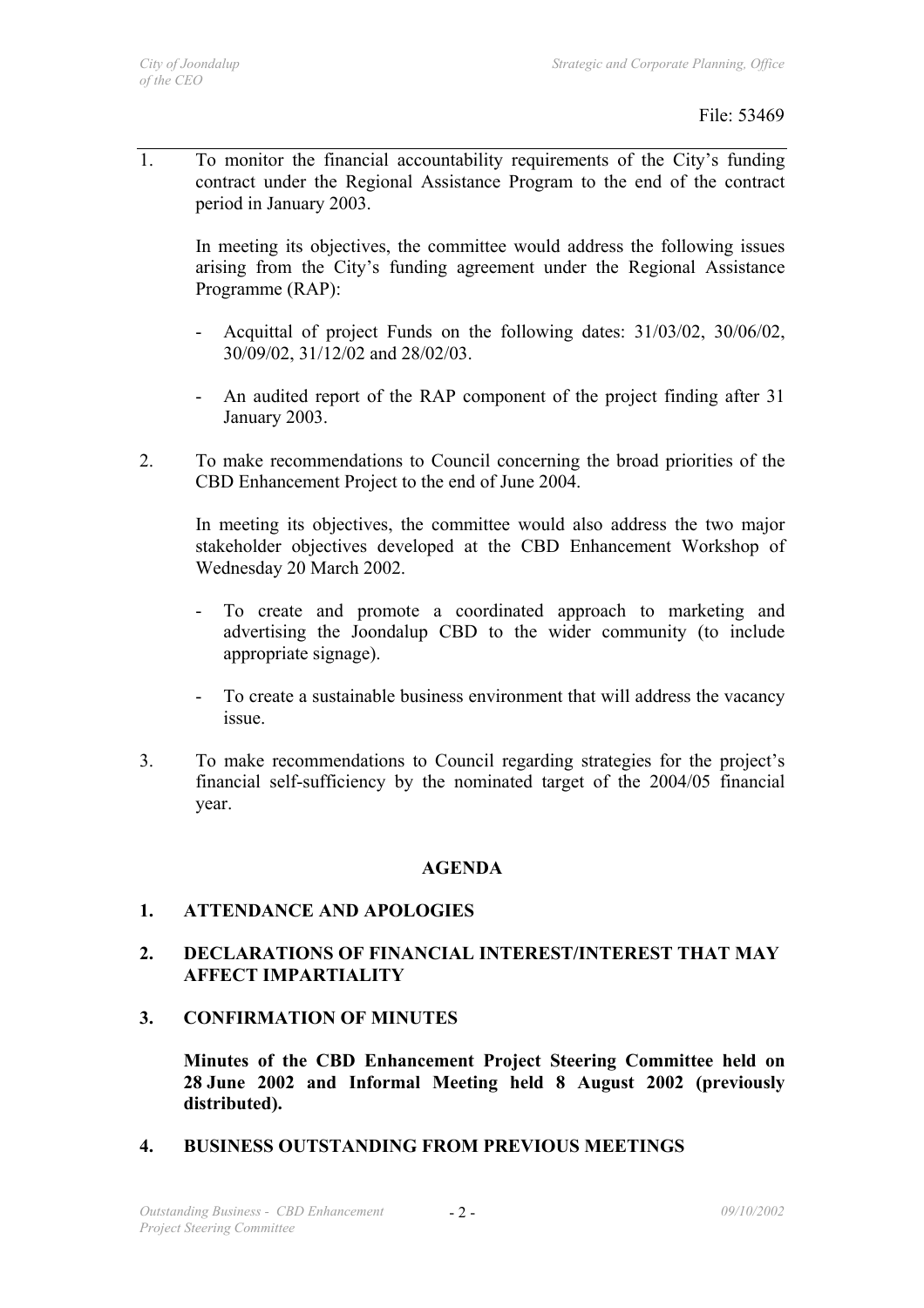File: 53469

1. To monitor the financial accountability requirements of the City's funding contract under the Regional Assistance Program to the end of the contract period in January 2003.

   In meeting its objectives, the committee would address the following issues arising from the City's funding agreement under the Regional Assistance Programme (RAP):

   - Acquittal of project Funds on the following dates: 31/03/02, 30/06/02, 30/09/02, 31/12/02 and 28/02/03.

   - An audited report of the RAP component of the project finding after 31 January 2003.

2. To make recommendations to Council concerning the broad priorities of the CBD Enhancement Project to the end of June 2004.

   In meeting its objectives, the committee would also address the two major stakeholder objectives developed at the CBD Enhancement Workshop of Wednesday 20 March 2002.

   - To create and promote a coordinated approach to marketing and advertising the Joondalup CBD to the wider community (to include appropriate signage).

   - To create a sustainable business environment that will address the vacancy issue.

3. To make recommendations to Council regarding strategies for the project's financial self-sufficiency by the nominated target of the 2004/05 financial year.

## AGENDA

### 1. ATTENDANCE AND APOLOGIES

### 2. DECLARATIONS OF FINANCIAL INTEREST/INTEREST THAT MAY AFFECT IMPARTIALITY

### 3. CONFIRMATION OF MINUTES

**Minutes of the CBD Enhancement Project Steering Committee held on 28 June 2002 and Informal Meeting held 8 August 2002 (previously distributed).**

### 4. BUSINESS OUTSTANDING FROM PREVIOUS MEETINGS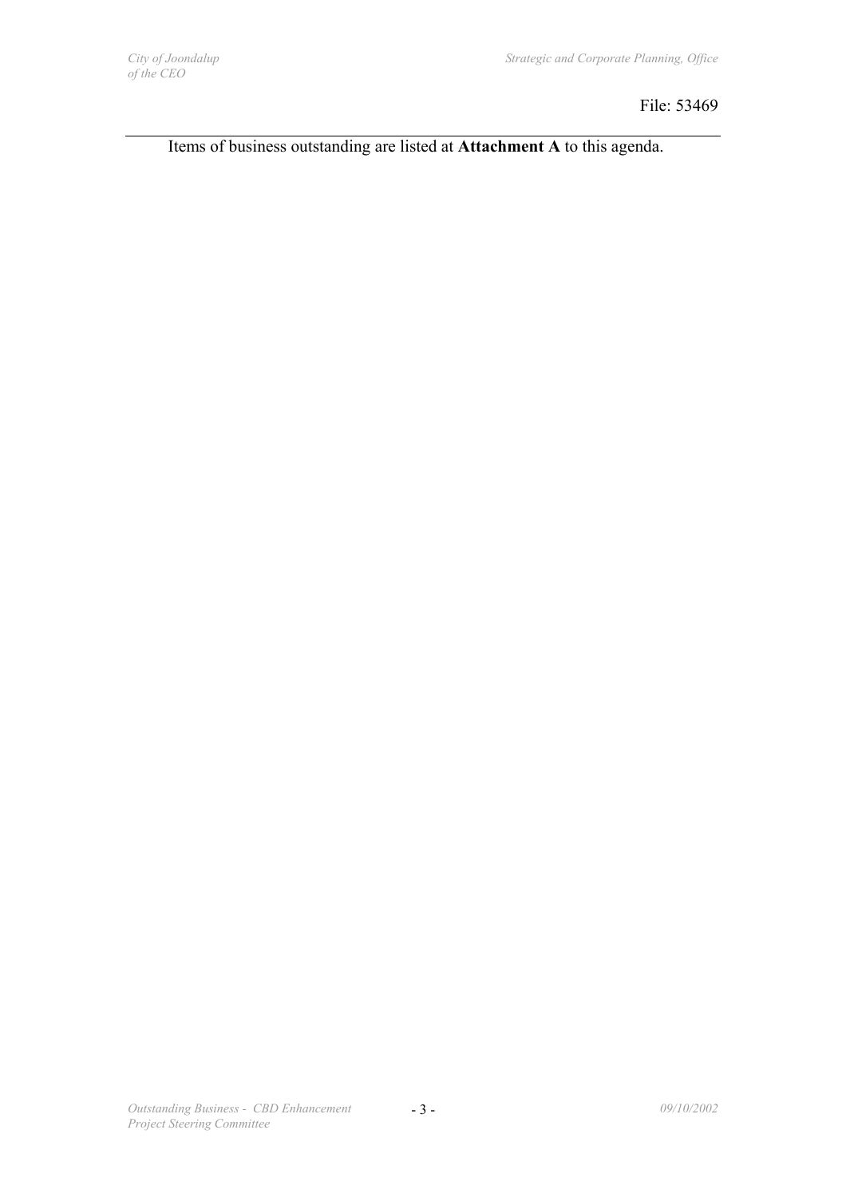File: 53469

Items of business outstanding are listed at **Attachment A** to this agenda.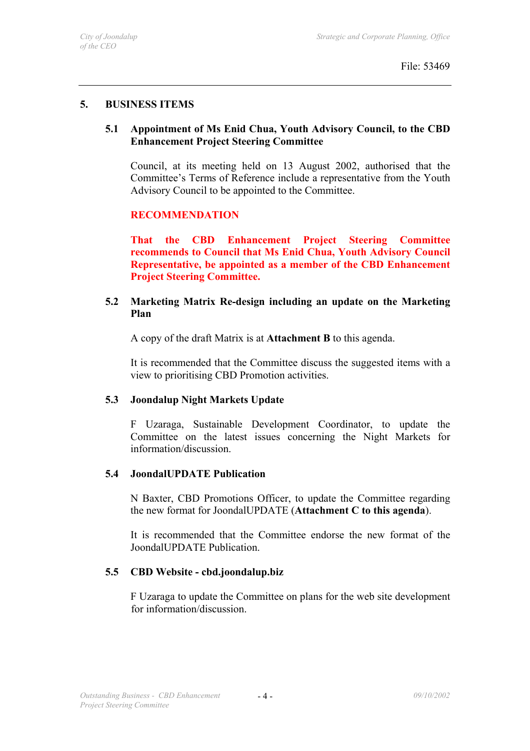File: 53469

## 5. BUSINESS ITEMS

### 5.1 Appointment of Ms Enid Chua, Youth Advisory Council, to the CBD Enhancement Project Steering Committee

Council, at its meeting held on 13 August 2002, authorised that the Committee's Terms of Reference include a representative from the Youth Advisory Council to be appointed to the Committee.

**RECOMMENDATION**

**That the CBD Enhancement Project Steering Committee recommends to Council that Ms Enid Chua, Youth Advisory Council Representative, be appointed as a member of the CBD Enhancement Project Steering Committee.**

### 5.2 Marketing Matrix Re-design including an update on the Marketing Plan

A copy of the draft Matrix is at **Attachment B** to this agenda.

It is recommended that the Committee discuss the suggested items with a view to prioritising CBD Promotion activities.

### 5.3 Joondalup Night Markets Update

F Uzaraga, Sustainable Development Coordinator, to update the Committee on the latest issues concerning the Night Markets for information/discussion.

### 5.4 JoondalUPDATE Publication

N Baxter, CBD Promotions Officer, to update the Committee regarding the new format for JoondalUPDATE (**Attachment C to this agenda**).

It is recommended that the Committee endorse the new format of the JoondalUPDATE Publication.

### 5.5 CBD Website - cbd.joondalup.biz

F Uzaraga to update the Committee on plans for the web site development for information/discussion.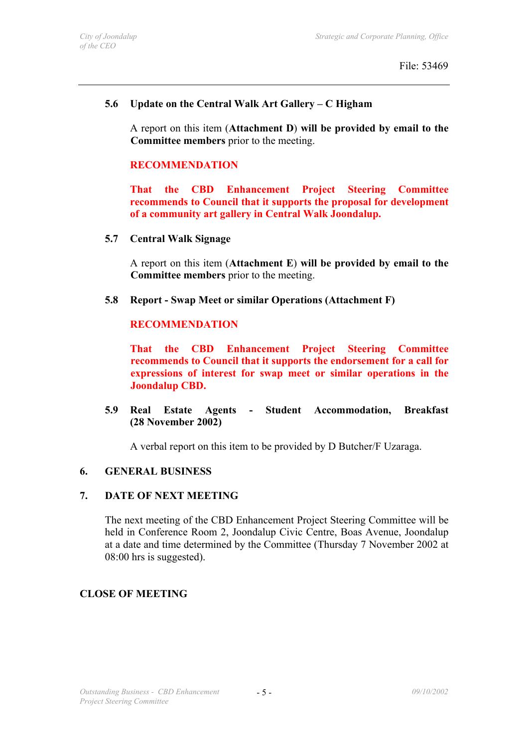File: 53469

### 5.6 Update on the Central Walk Art Gallery – C Higham

A report on this item (**Attachment D**) **will be provided by email to the Committee members** prior to the meeting.

**RECOMMENDATION**

**That the CBD Enhancement Project Steering Committee recommends to Council that it supports the proposal for development of a community art gallery in Central Walk Joondalup.**

### 5.7 Central Walk Signage

A report on this item (**Attachment E**) **will be provided by email to the Committee members** prior to the meeting.

### 5.8 Report - Swap Meet or similar Operations (Attachment F)

**RECOMMENDATION**

**That the CBD Enhancement Project Steering Committee recommends to Council that it supports the endorsement for a call for expressions of interest for swap meet or similar operations in the Joondalup CBD.**

### 5.9 Real Estate Agents - Student Accommodation, Breakfast (28 November 2002)

A verbal report on this item to be provided by D Butcher/F Uzaraga.

## 6. GENERAL BUSINESS

## 7. DATE OF NEXT MEETING

The next meeting of the CBD Enhancement Project Steering Committee will be held in Conference Room 2, Joondalup Civic Centre, Boas Avenue, Joondalup at a date and time determined by the Committee (Thursday 7 November 2002 at 08:00 hrs is suggested).

## CLOSE OF MEETING